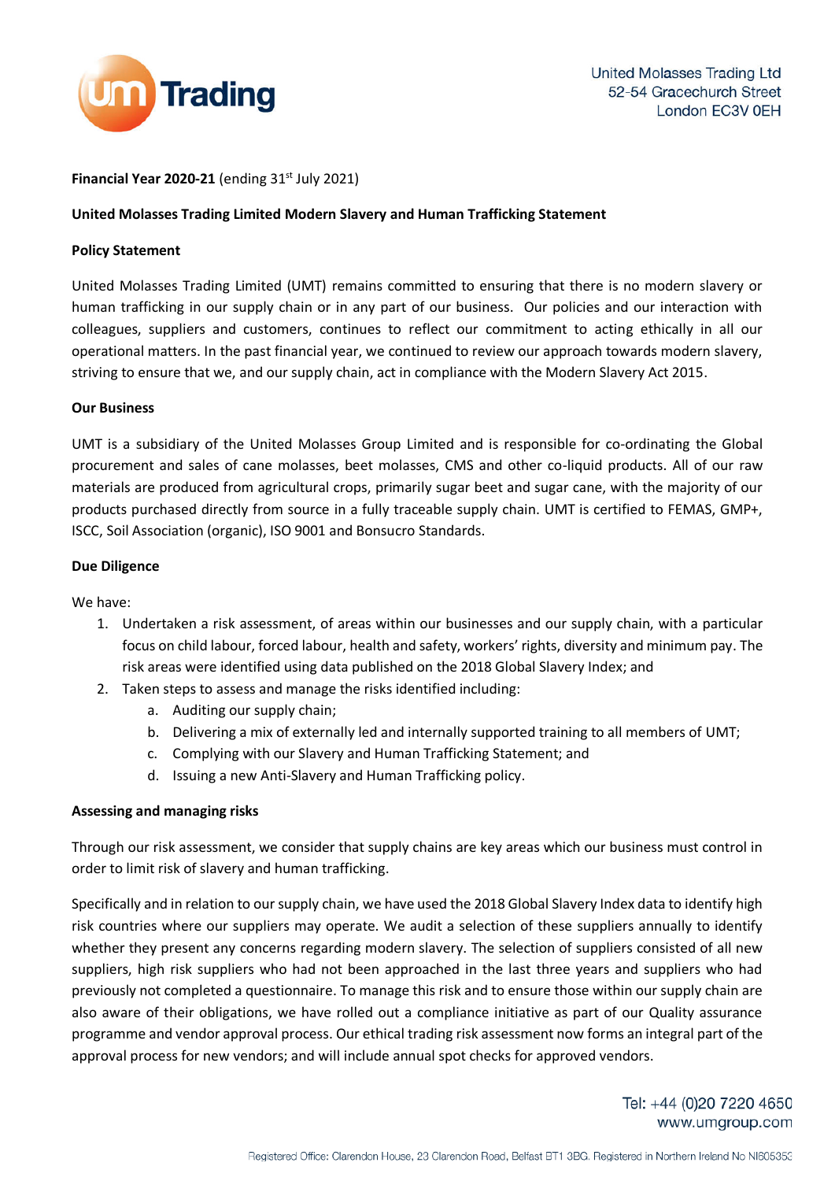United Molasses Trading Ltd
52-54 Gracechurch Street
London EC3V 0EH

**Financial Year 2020-21** (ending 31st July 2021)

**United Molasses Trading Limited Modern Slavery and Human Trafficking Statement**

**Policy Statement**

United Molasses Trading Limited (UMT) remains committed to ensuring that there is no modern slavery or human trafficking in our supply chain or in any part of our business. Our policies and our interaction with colleagues, suppliers and customers, continues to reflect our commitment to acting ethically in all our operational matters. In the past financial year, we continued to review our approach towards modern slavery, striving to ensure that we, and our supply chain, act in compliance with the Modern Slavery Act 2015.

**Our Business**

UMT is a subsidiary of the United Molasses Group Limited and is responsible for co-ordinating the Global procurement and sales of cane molasses, beet molasses, CMS and other co-liquid products. All of our raw materials are produced from agricultural crops, primarily sugar beet and sugar cane, with the majority of our products purchased directly from source in a fully traceable supply chain. UMT is certified to FEMAS, GMP+, ISCC, Soil Association (organic), ISO 9001 and Bonsucro Standards.

**Due Diligence**

We have:

1. Undertaken a risk assessment, of areas within our businesses and our supply chain, with a particular focus on child labour, forced labour, health and safety, workers' rights, diversity and minimum pay. The risk areas were identified using data published on the 2018 Global Slavery Index; and
2. Taken steps to assess and manage the risks identified including:
   a. Auditing our supply chain;
   b. Delivering a mix of externally led and internally supported training to all members of UMT;
   c. Complying with our Slavery and Human Trafficking Statement; and
   d. Issuing a new Anti-Slavery and Human Trafficking policy.

**Assessing and managing risks**

Through our risk assessment, we consider that supply chains are key areas which our business must control in order to limit risk of slavery and human trafficking.

Specifically and in relation to our supply chain, we have used the 2018 Global Slavery Index data to identify high risk countries where our suppliers may operate. We audit a selection of these suppliers annually to identify whether they present any concerns regarding modern slavery. The selection of suppliers consisted of all new suppliers, high risk suppliers who had not been approached in the last three years and suppliers who had previously not completed a questionnaire. To manage this risk and to ensure those within our supply chain are also aware of their obligations, we have rolled out a compliance initiative as part of our Quality assurance programme and vendor approval process. Our ethical trading risk assessment now forms an integral part of the approval process for new vendors; and will include annual spot checks for approved vendors.

Tel: +44 (0)20 7220 4650
www.umgroup.com

Registered Office: Clarendon House, 23 Clarendon Road, Belfast BT1 3BG. Registered in Northern Ireland No NI605353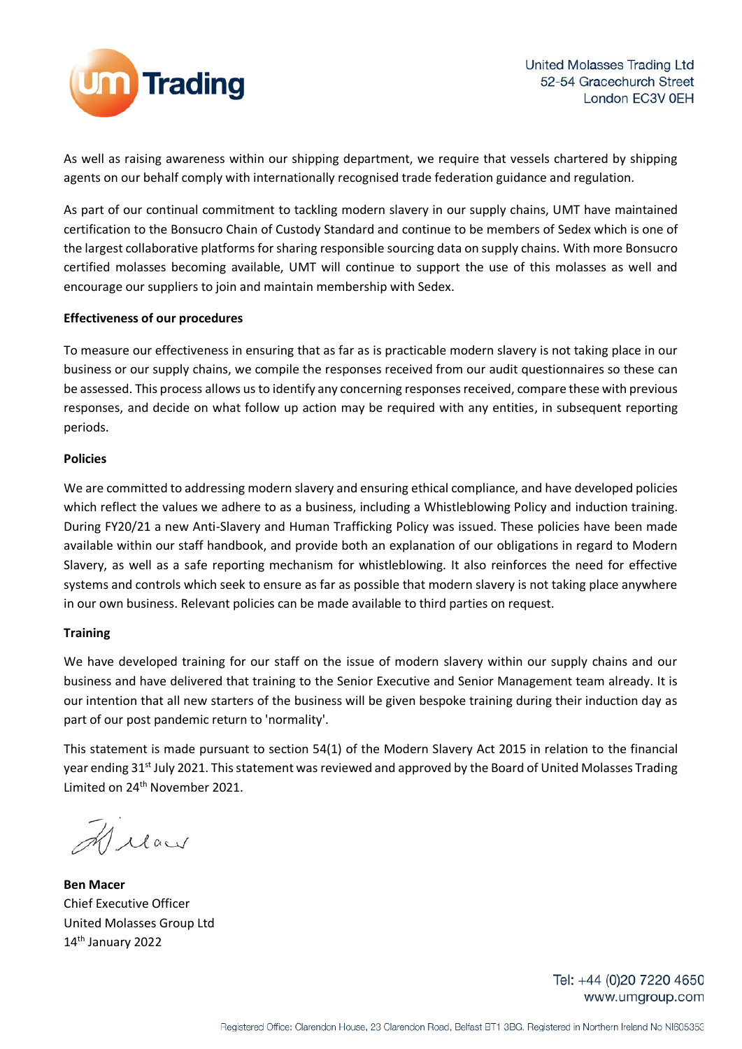As well as raising awareness within our shipping department, we require that vessels chartered by shipping agents on our behalf comply with internationally recognised trade federation guidance and regulation.

As part of our continual commitment to tackling modern slavery in our supply chains, UMT have maintained certification to the Bonsucro Chain of Custody Standard and continue to be members of Sedex which is one of the largest collaborative platforms for sharing responsible sourcing data on supply chains. With more Bonsucro certified molasses becoming available, UMT will continue to support the use of this molasses as well and encourage our suppliers to join and maintain membership with Sedex.

**Effectiveness of our procedures**

To measure our effectiveness in ensuring that as far as is practicable modern slavery is not taking place in our business or our supply chains, we compile the responses received from our audit questionnaires so these can be assessed. This process allows us to identify any concerning responses received, compare these with previous responses, and decide on what follow up action may be required with any entities, in subsequent reporting periods.

**Policies**

We are committed to addressing modern slavery and ensuring ethical compliance, and have developed policies which reflect the values we adhere to as a business, including a Whistleblowing Policy and induction training. During FY20/21 a new Anti-Slavery and Human Trafficking Policy was issued. These policies have been made available within our staff handbook, and provide both an explanation of our obligations in regard to Modern Slavery, as well as a safe reporting mechanism for whistleblowing. It also reinforces the need for effective systems and controls which seek to ensure as far as possible that modern slavery is not taking place anywhere in our own business. Relevant policies can be made available to third parties on request.

**Training**

We have developed training for our staff on the issue of modern slavery within our supply chains and our business and have delivered that training to the Senior Executive and Senior Management team already. It is our intention that all new starters of the business will be given bespoke training during their induction day as part of our post pandemic return to 'normality'.

This statement is made pursuant to section 54(1) of the Modern Slavery Act 2015 in relation to the financial year ending 31st July 2021. This statement was reviewed and approved by the Board of United Molasses Trading Limited on 24th November 2021.

**Ben Macer**
Chief Executive Officer
United Molasses Group Ltd
14th January 2022